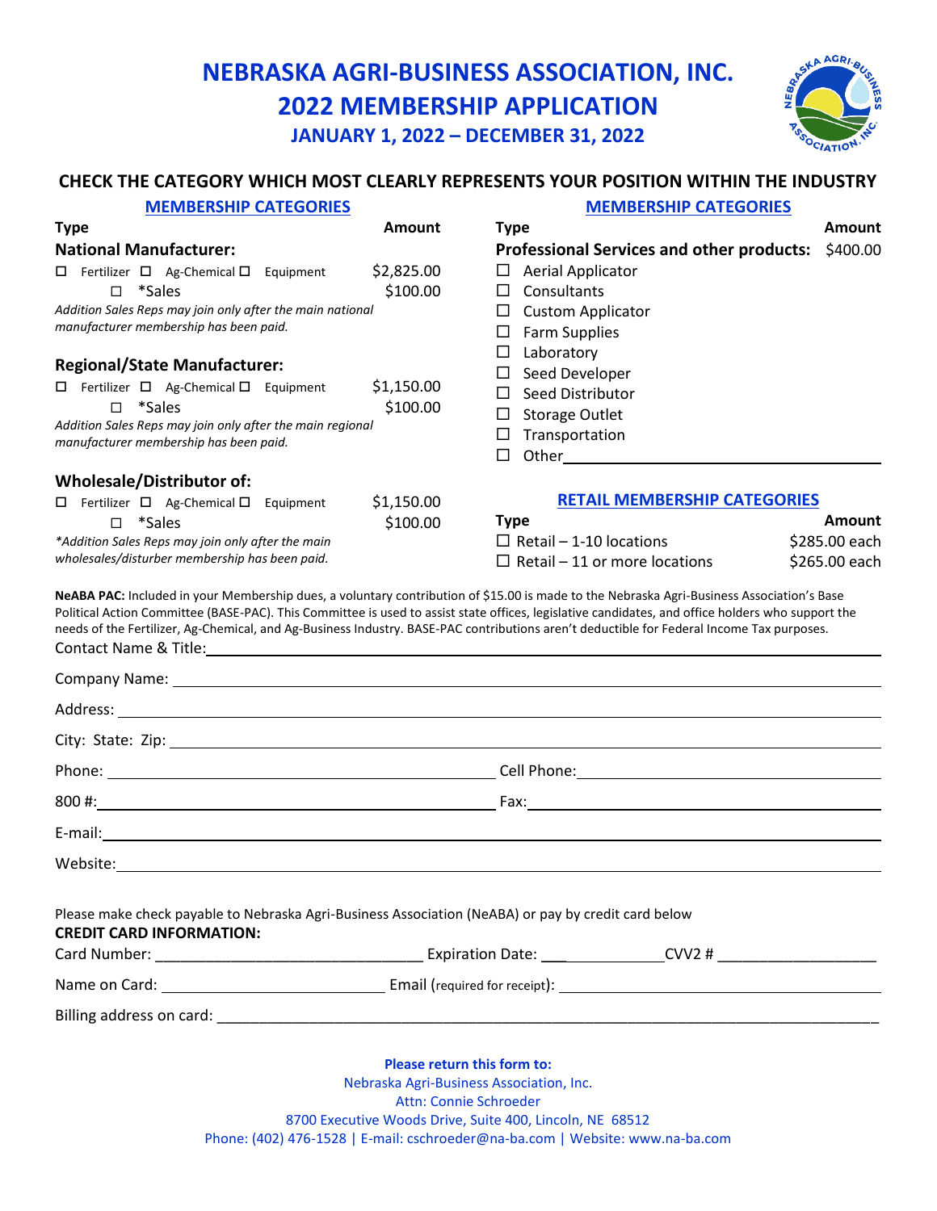# NEBRASKA AGRI-BUSINESS ASSOCIATION, INC.
# 2022 MEMBERSHIP APPLICATION
### JANUARY 1, 2022 – DECEMBER 31, 2022

## CHECK THE CATEGORY WHICH MOST CLEARLY REPRESENTS YOUR POSITION WITHIN THE INDUSTRY

### MEMBERSHIP CATEGORIES

| Type | Amount |
|---|---|
| **National Manufacturer:** | |
| ☐ Fertilizer ☐ Ag-Chemical ☐ Equipment | $2,825.00 |
| ☐ *Sales | $100.00 |

*Addition Sales Reps may join only after the main national manufacturer membership has been paid.*

| Type | Amount |
|---|---|
| **Regional/State Manufacturer:** | |
| ☐ Fertilizer ☐ Ag-Chemical ☐ Equipment | $1,150.00 |
| ☐ *Sales | $100.00 |

*Addition Sales Reps may join only after the main regional manufacturer membership has been paid.*

| Type | Amount |
|---|---|
| **Wholesale/Distributor of:** | |
| ☐ Fertilizer ☐ Ag-Chemical ☐ Equipment | $1,150.00 |
| ☐ *Sales | $100.00 |

**Addition Sales Reps may join only after the main wholesales/disturber membership has been paid.*

### MEMBERSHIP CATEGORIES

| Type | Amount |
|---|---|
| **Professional Services and other products:** | $400.00 |
| ☐ Aerial Applicator | |
| ☐ Consultants | |
| ☐ Custom Applicator | |
| ☐ Farm Supplies | |
| ☐ Laboratory | |
| ☐ Seed Developer | |
| ☐ Seed Distributor | |
| ☐ Storage Outlet | |
| ☐ Transportation | |
| ☐ Other________________________ | |

### RETAIL MEMBERSHIP CATEGORIES

| Type | Amount |
|---|---|
| ☐ Retail – 1-10 locations | $285.00 each |
| ☐ Retail – 11 or more locations | $265.00 each |

**NeABA PAC:** Included in your Membership dues, a voluntary contribution of $15.00 is made to the Nebraska Agri-Business Association's Base Political Action Committee (BASE-PAC). This Committee is used to assist state offices, legislative candidates, and office holders who support the needs of the Fertilizer, Ag-Chemical, and Ag-Business Industry. BASE-PAC contributions aren't deductible for Federal Income Tax purposes.

Contact Name & Title:________________________________________

Company Name: ________________________________________

Address: ________________________________________

City: State: Zip: ________________________________________

Phone: ____________________ Cell Phone:____________________

800 #:____________________ Fax:____________________

E-mail:________________________________________

Website:________________________________________

Please make check payable to Nebraska Agri-Business Association (NeABA) or pay by credit card below

**CREDIT CARD INFORMATION:**

Card Number: ________________________________ Expiration Date: ___ CVV2 # __________________

Name on Card: __________________________ Email (required for receipt): ________________________________________

Billing address on card: ____________________________________________________________________________

**Please return this form to:**
Nebraska Agri-Business Association, Inc.
Attn: Connie Schroeder
8700 Executive Woods Drive, Suite 400, Lincoln, NE 68512
Phone: (402) 476-1528 | E-mail: cschroeder@na-ba.com | Website: www.na-ba.com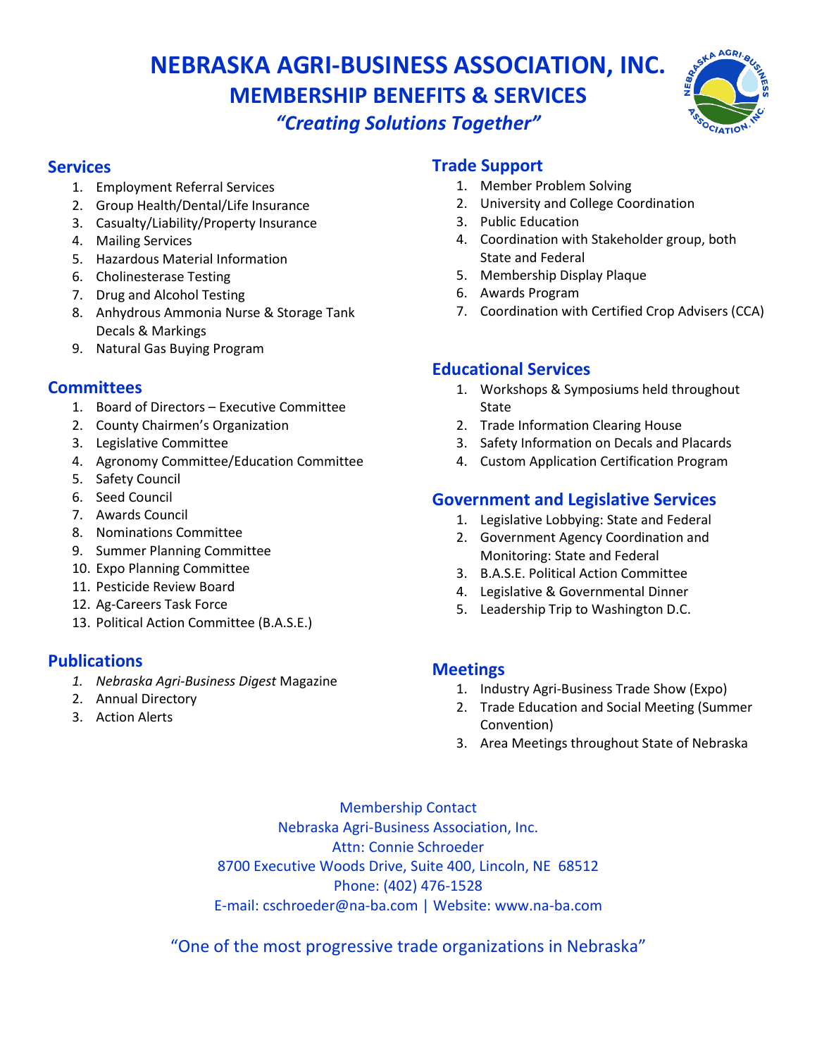# NEBRASKA AGRI-BUSINESS ASSOCIATION, INC.
## MEMBERSHIP BENEFITS & SERVICES
### *"Creating Solutions Together"*

## Services

1. Employment Referral Services
2. Group Health/Dental/Life Insurance
3. Casualty/Liability/Property Insurance
4. Mailing Services
5. Hazardous Material Information
6. Cholinesterase Testing
7. Drug and Alcohol Testing
8. Anhydrous Ammonia Nurse & Storage Tank Decals & Markings
9. Natural Gas Buying Program

## Committees

1. Board of Directors – Executive Committee
2. County Chairmen's Organization
3. Legislative Committee
4. Agronomy Committee/Education Committee
5. Safety Council
6. Seed Council
7. Awards Council
8. Nominations Committee
9. Summer Planning Committee
10. Expo Planning Committee
11. Pesticide Review Board
12. Ag-Careers Task Force
13. Political Action Committee (B.A.S.E.)

## Publications

1. *Nebraska Agri-Business Digest* Magazine
2. Annual Directory
3. Action Alerts

## Trade Support

1. Member Problem Solving
2. University and College Coordination
3. Public Education
4. Coordination with Stakeholder group, both State and Federal
5. Membership Display Plaque
6. Awards Program
7. Coordination with Certified Crop Advisers (CCA)

## Educational Services

1. Workshops & Symposiums held throughout State
2. Trade Information Clearing House
3. Safety Information on Decals and Placards
4. Custom Application Certification Program

## Government and Legislative Services

1. Legislative Lobbying: State and Federal
2. Government Agency Coordination and Monitoring: State and Federal
3. B.A.S.E. Political Action Committee
4. Legislative & Governmental Dinner
5. Leadership Trip to Washington D.C.

## Meetings

1. Industry Agri-Business Trade Show (Expo)
2. Trade Education and Social Meeting (Summer Convention)
3. Area Meetings throughout State of Nebraska

Membership Contact
Nebraska Agri-Business Association, Inc.
Attn: Connie Schroeder
8700 Executive Woods Drive, Suite 400, Lincoln, NE 68512
Phone: (402) 476-1528
E-mail: cschroeder@na-ba.com | Website: www.na-ba.com

"One of the most progressive trade organizations in Nebraska"